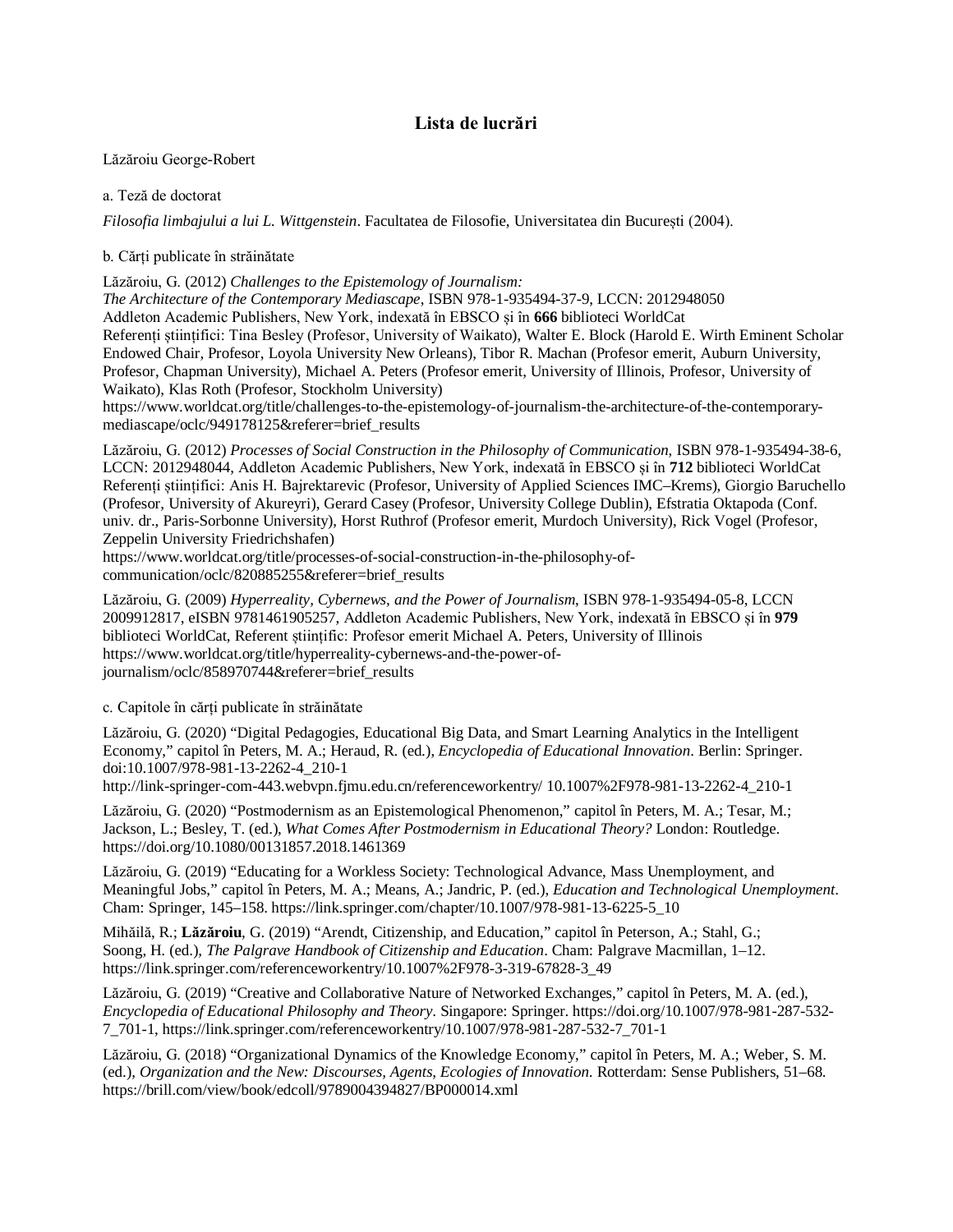# Lista de lucrări

Lăzăroiu George-Robert

a. Teză de doctorat

*Filosofia limbajului a lui L. Wittgenstein*. Facultatea de Filosofie, Universitatea din București (2004).

b. Cărți publicate în străinătate

Lăzăroiu, G. (2012) *Challenges to the Epistemology of Journalism: The Architecture of the Contemporary Mediascape*, ISBN 978-1-935494-37-9, LCCN: 2012948050 Addleton Academic Publishers, New York, indexată în EBSCO și în **666** biblioteci WorldCat
Referenți științifici: Tina Besley (Profesor, University of Waikato), Walter E. Block (Harold E. Wirth Eminent Scholar Endowed Chair, Profesor, Loyola University New Orleans), Tibor R. Machan (Profesor emerit, Auburn University, Profesor, Chapman University), Michael A. Peters (Profesor emerit, University of Illinois, Profesor, University of Waikato), Klas Roth (Profesor, Stockholm University)
https://www.worldcat.org/title/challenges-to-the-epistemology-of-journalism-the-architecture-of-the-contemporary-mediascape/oclc/949178125&referer=brief_results

Lăzăroiu, G. (2012) *Processes of Social Construction in the Philosophy of Communication*, ISBN 978-1-935494-38-6, LCCN: 2012948044, Addleton Academic Publishers, New York, indexată în EBSCO și în **712** biblioteci WorldCat
Referenți științifici: Anis H. Bajrektarevic (Profesor, University of Applied Sciences IMC–Krems), Giorgio Baruchello (Profesor, University of Akureyri), Gerard Casey (Profesor, University College Dublin), Efstratia Oktapoda (Conf. univ. dr., Paris-Sorbonne University), Horst Ruthrof (Profesor emerit, Murdoch University), Rick Vogel (Profesor, Zeppelin University Friedrichshafen)
https://www.worldcat.org/title/processes-of-social-construction-in-the-philosophy-of-communication/oclc/820885255&referer=brief_results

Lăzăroiu, G. (2009) *Hyperreality, Cybernews, and the Power of Journalism*, ISBN 978-1-935494-05-8, LCCN 2009912817, eISBN 9781461905257, Addleton Academic Publishers, New York, indexată în EBSCO și în **979** biblioteci WorldCat, Referent științific: Profesor emerit Michael A. Peters, University of Illinois
https://www.worldcat.org/title/hyperreality-cybernews-and-the-power-of-journalism/oclc/858970744&referer=brief_results

c. Capitole în cărți publicate în străinătate

Lăzăroiu, G. (2020) "Digital Pedagogies, Educational Big Data, and Smart Learning Analytics in the Intelligent Economy," capitol în Peters, M. A.; Heraud, R. (ed.), *Encyclopedia of Educational Innovation*. Berlin: Springer. doi:10.1007/978-981-13-2262-4_210-1
http://link-springer-com-443.webvpn.fjmu.edu.cn/referenceworkentry/ 10.1007%2F978-981-13-2262-4_210-1

Lăzăroiu, G. (2020) "Postmodernism as an Epistemological Phenomenon," capitol în Peters, M. A.; Tesar, M.; Jackson, L.; Besley, T. (ed.), *What Comes After Postmodernism in Educational Theory?* London: Routledge. https://doi.org/10.1080/00131857.2018.1461369

Lăzăroiu, G. (2019) "Educating for a Workless Society: Technological Advance, Mass Unemployment, and Meaningful Jobs," capitol în Peters, M. A.; Means, A.; Jandric, P. (ed.), *Education and Technological Unemployment*. Cham: Springer, 145–158. https://link.springer.com/chapter/10.1007/978-981-13-6225-5_10

Mihăilă, R.; **Lăzăroiu**, G. (2019) "Arendt, Citizenship, and Education," capitol în Peterson, A.; Stahl, G.; Soong, H. (ed.), *The Palgrave Handbook of Citizenship and Education*. Cham: Palgrave Macmillan, 1–12. https://link.springer.com/referenceworkentry/10.1007%2F978-3-319-67828-3_49

Lăzăroiu, G. (2019) "Creative and Collaborative Nature of Networked Exchanges," capitol în Peters, M. A. (ed.), *Encyclopedia of Educational Philosophy and Theory*. Singapore: Springer. https://doi.org/10.1007/978-981-287-532-7_701-1, https://link.springer.com/referenceworkentry/10.1007/978-981-287-532-7_701-1

Lăzăroiu, G. (2018) "Organizational Dynamics of the Knowledge Economy," capitol în Peters, M. A.; Weber, S. M. (ed.), *Organization and the New: Discourses, Agents, Ecologies of Innovation*. Rotterdam: Sense Publishers, 51–68. https://brill.com/view/book/edcoll/9789004394827/BP000014.xml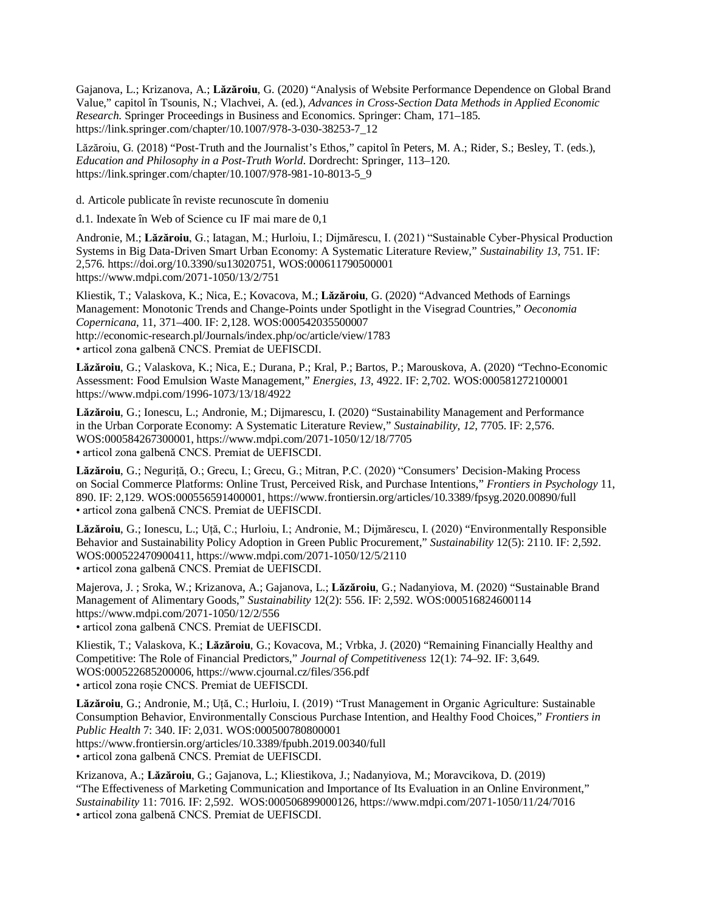Gajanova, L.; Krizanova, A.; **Lăzăroiu**, G. (2020) “Analysis of Website Performance Dependence on Global Brand Value,” capitol în Tsounis, N.; Vlachvei, A. (ed.), *Advances in Cross-Section Data Methods in Applied Economic Research*. Springer Proceedings in Business and Economics. Springer: Cham, 171–185. https://link.springer.com/chapter/10.1007/978-3-030-38253-7_12

Lăzăroiu, G. (2018) “Post-Truth and the Journalist’s Ethos,” capitol în Peters, M. A.; Rider, S.; Besley, T. (eds.), *Education and Philosophy in a Post-Truth World*. Dordrecht: Springer, 113–120. https://link.springer.com/chapter/10.1007/978-981-10-8013-5_9

d. Articole publicate în reviste recunoscute în domeniu

d.1. Indexate în Web of Science cu IF mai mare de 0,1

Andronie, M.; **Lăzăroiu**, G.; Iatagan, M.; Hurloiu, I.; Dijmărescu, I. (2021) “Sustainable Cyber-Physical Production Systems in Big Data-Driven Smart Urban Economy: A Systematic Literature Review,” *Sustainability 13*, 751. IF: 2,576. https://doi.org/10.3390/su13020751, WOS:000611790500001
https://www.mdpi.com/2071-1050/13/2/751

Kliestik, T.; Valaskova, K.; Nica, E.; Kovacova, M.; **Lăzăroiu**, G. (2020) “Advanced Methods of Earnings Management: Monotonic Trends and Change-Points under Spotlight in the Visegrad Countries,” *Oeconomia Copernicana*, 11, 371–400. IF: 2,128. WOS:000542035500007
http://economic-research.pl/Journals/index.php/oc/article/view/1783
• articol zona galbenă CNCS. Premiat de UEFISCDI.

**Lăzăroiu**, G.; Valaskova, K.; Nica, E.; Durana, P.; Kral, P.; Bartos, P.; Marouskova, A. (2020) “Techno-Economic Assessment: Food Emulsion Waste Management,” *Energies*, *13*, 4922. IF: 2,702. WOS:000581272100001
https://www.mdpi.com/1996-1073/13/18/4922

**Lăzăroiu**, G.; Ionescu, L.; Andronie, M.; Dijmarescu, I. (2020) “Sustainability Management and Performance in the Urban Corporate Economy: A Systematic Literature Review,” *Sustainability*, *12*, 7705. IF: 2,576. WOS:000584267300001, https://www.mdpi.com/2071-1050/12/18/7705
• articol zona galbenă CNCS. Premiat de UEFISCDI.

**Lăzăroiu**, G.; Neguriță, O.; Grecu, I.; Grecu, G.; Mitran, P.C. (2020) “Consumers’ Decision-Making Process on Social Commerce Platforms: Online Trust, Perceived Risk, and Purchase Intentions,” *Frontiers in Psychology* 11, 890. IF: 2,129. WOS:000556591400001, https://www.frontiersin.org/articles/10.3389/fpsyg.2020.00890/full
• articol zona galbenă CNCS. Premiat de UEFISCDI.

**Lăzăroiu**, G.; Ionescu, L.; Uță, C.; Hurloiu, I.; Andronie, M.; Dijmărescu, I. (2020) “Environmentally Responsible Behavior and Sustainability Policy Adoption in Green Public Procurement,” *Sustainability* 12(5): 2110. IF: 2,592. WOS:000522470900411, https://www.mdpi.com/2071-1050/12/5/2110
• articol zona galbenă CNCS. Premiat de UEFISCDI.

Majerova, J. ; Sroka, W.; Krizanova, A.; Gajanova, L.; **Lăzăroiu**, G.; Nadanyiova, M. (2020) “Sustainable Brand Management of Alimentary Goods,” *Sustainability* 12(2): 556. IF: 2,592. WOS:000516824600114
https://www.mdpi.com/2071-1050/12/2/556
• articol zona galbenă CNCS. Premiat de UEFISCDI.

Kliestik, T.; Valaskova, K.; **Lăzăroiu**, G.; Kovacova, M.; Vrbka, J. (2020) “Remaining Financially Healthy and Competitive: The Role of Financial Predictors,” *Journal of Competitiveness* 12(1): 74–92. IF: 3,649. WOS:000522685200006, https://www.cjournal.cz/files/356.pdf
• articol zona roșie CNCS. Premiat de UEFISCDI.

**Lăzăroiu**, G.; Andronie, M.; Uță, C.; Hurloiu, I. (2019) “Trust Management in Organic Agriculture: Sustainable Consumption Behavior, Environmentally Conscious Purchase Intention, and Healthy Food Choices,” *Frontiers in Public Health* 7: 340. IF: 2,031. WOS:000500780800001
https://www.frontiersin.org/articles/10.3389/fpubh.2019.00340/full
• articol zona galbenă CNCS. Premiat de UEFISCDI.

Krizanova, A.; **Lăzăroiu**, G.; Gajanova, L.; Kliestikova, J.; Nadanyiova, M.; Moravcikova, D. (2019) “The Effectiveness of Marketing Communication and Importance of Its Evaluation in an Online Environment,” *Sustainability* 11: 7016. IF: 2,592. WOS:000506899000126, https://www.mdpi.com/2071-1050/11/24/7016
• articol zona galbenă CNCS. Premiat de UEFISCDI.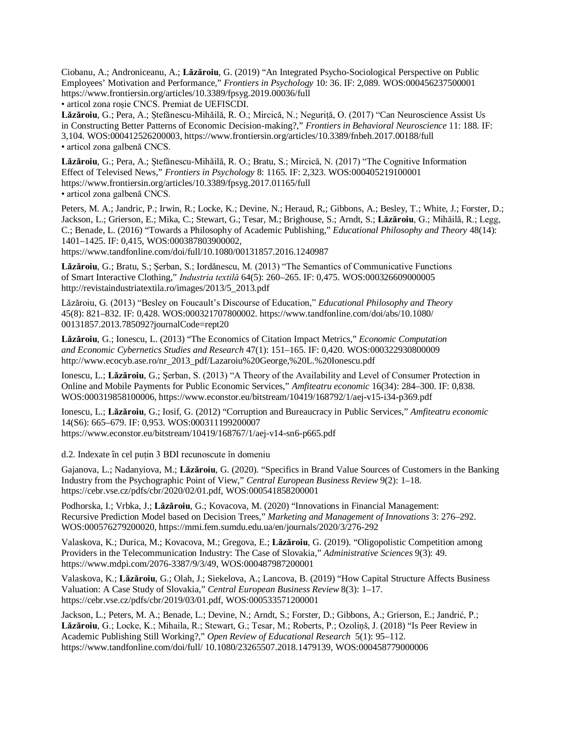Ciobanu, A.; Androniceanu, A.; **Lăzăroiu**, G. (2019) "An Integrated Psycho-Sociological Perspective on Public Employees' Motivation and Performance," *Frontiers in Psychology* 10: 36. IF: 2,089. WOS:000456237500001 https://www.frontiersin.org/articles/10.3389/fpsyg.2019.00036/full
• articol zona roșie CNCS. Premiat de UEFISCDI.

**Lăzăroiu**, G.; Pera, A.; Ștefănescu-Mihăilă, R. O.; Mircică, N.; Neguriță, O. (2017) "Can Neuroscience Assist Us in Constructing Better Patterns of Economic Decision-making?," *Frontiers in Behavioral Neuroscience* 11: 188. IF: 3,104. WOS:000412526200003, https://www.frontiersin.org/articles/10.3389/fnbeh.2017.00188/full
• articol zona galbenă CNCS.

**Lăzăroiu**, G.; Pera, A.; Ștefănescu-Mihăilă, R. O.; Bratu, S.; Mircică, N. (2017) "The Cognitive Information Effect of Televised News," *Frontiers in Psychology* 8: 1165. IF: 2,323. WOS:000405219100001 https://www.frontiersin.org/articles/10.3389/fpsyg.2017.01165/full
• articol zona galbenă CNCS.

Peters, M. A.; Jandric, P.; Irwin, R.; Locke, K.; Devine, N.; Heraud, R,; Gibbons, A.; Besley, T.; White, J.; Forster, D.; Jackson, L.; Grierson, E.; Mika, C.; Stewart, G.; Tesar, M.; Brighouse, S.; Arndt, S.; **Lăzăroiu**, G.; Mihăilă, R.; Legg, C.; Benade, L. (2016) "Towards a Philosophy of Academic Publishing," *Educational Philosophy and Theory* 48(14): 1401–1425. IF: 0,415, WOS:000387803900002, https://www.tandfonline.com/doi/full/10.1080/00131857.2016.1240987

**Lăzăroiu**, G.; Bratu, S.; Șerban, S.; Iordănescu, M. (2013) "The Semantics of Communicative Functions of Smart Interactive Clothing," *Industria textilă* 64(5): 260–265. IF: 0,475. WOS:000326609000005 http://revistaindustriatextila.ro/images/2013/5_2013.pdf

Lăzăroiu, G. (2013) "Besley on Foucault's Discourse of Education," *Educational Philosophy and Theory* 45(8): 821–832. IF: 0,428. WOS:000321707800002. https://www.tandfonline.com/doi/abs/10.1080/00131857.2013.785092?journalCode=rept20

**Lăzăroiu**, G.; Ionescu, L. (2013) "The Economics of Citation Impact Metrics," *Economic Computation and Economic Cybernetics Studies and Research* 47(1): 151–165. IF: 0,420. WOS:000322930800009 http://www.ecocyb.ase.ro/nr_2013_pdf/Lazaroiu%20George,%20L.%20Ionescu.pdf

Ionescu, L.; **Lăzăroiu**, G.; Șerban, S. (2013) "A Theory of the Availability and Level of Consumer Protection in Online and Mobile Payments for Public Economic Services," *Amfiteatru economic* 16(34): 284–300. IF: 0,838. WOS:000319858100006, https://www.econstor.eu/bitstream/10419/168792/1/aej-v15-i34-p369.pdf

Ionescu, L.; **Lăzăroiu**, G.; Iosif, G. (2012) "Corruption and Bureaucracy in Public Services," *Amfiteatru economic* 14(S6): 665–679. IF: 0,953. WOS:000311199200007 https://www.econstor.eu/bitstream/10419/168767/1/aej-v14-sn6-p665.pdf

d.2. Indexate în cel puțin 3 BDI recunoscute în domeniu

Gajanova, L.; Nadanyiova, M.; **Lăzăroiu**, G. (2020). "Specifics in Brand Value Sources of Customers in the Banking Industry from the Psychographic Point of View," *Central European Business Review* 9(2): 1–18. https://cebr.vse.cz/pdfs/cbr/2020/02/01.pdf, WOS:000541858200001

Podhorska, I.; Vrbka, J.; **Lăzăroiu**, G.; Kovacova, M. (2020) "Innovations in Financial Management: Recursive Prediction Model based on Decision Trees," *Marketing and Management of Innovations* 3: 276–292. WOS:000576279200020, https://mmi.fem.sumdu.edu.ua/en/journals/2020/3/276-292

Valaskova, K.; Durica, M.; Kovacova, M.; Gregova, E.; **Lăzăroiu**, G. (2019). "Oligopolistic Competition among Providers in the Telecommunication Industry: The Case of Slovakia," *Administrative Sciences* 9(3): 49. https://www.mdpi.com/2076-3387/9/3/49, WOS:000487987200001

Valaskova, K.; **Lăzăroiu**, G.; Olah, J.; Siekelova, A.; Lancova, B. (2019) "How Capital Structure Affects Business Valuation: A Case Study of Slovakia," *Central European Business Review* 8(3): 1–17. https://cebr.vse.cz/pdfs/cbr/2019/03/01.pdf, WOS:000533571200001

Jackson, L.; Peters, M. A.; Benade, L.; Devine, N.; Arndt, S.; Forster, D.; Gibbons, A.; Grierson, E.; Jandrić, P.; **Lăzăroiu**, G.; Locke, K.; Mihaila, R.; Stewart, G.; Tesar, M.; Roberts, P.; Ozoliņš, J. (2018) "Is Peer Review in Academic Publishing Still Working?," *Open Review of Educational Research* 5(1): 95–112. https://www.tandfonline.com/doi/full/ 10.1080/23265507.2018.1479139, WOS:000458779000006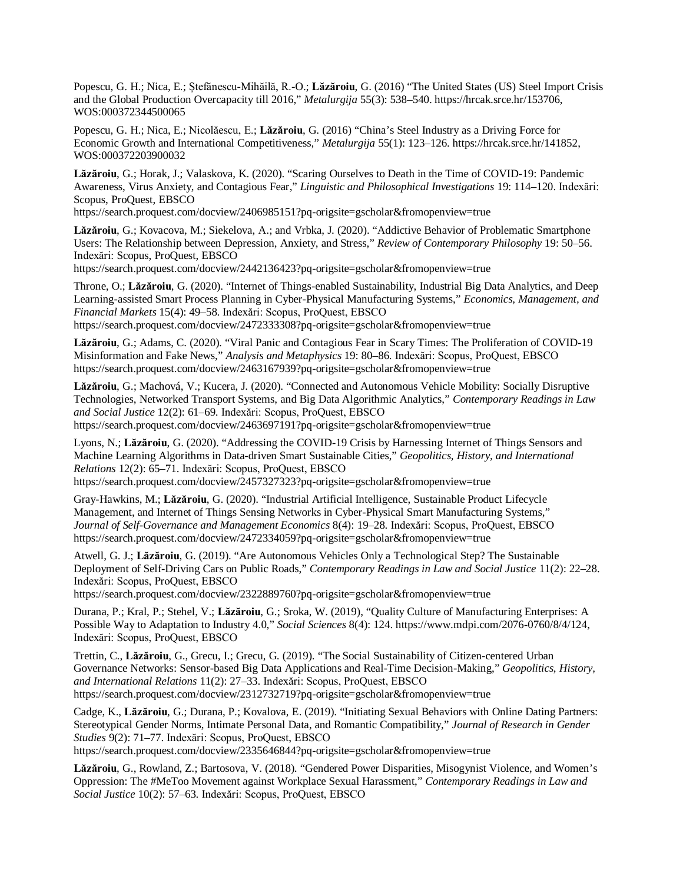Popescu, G. H.; Nica, E.; Ștefănescu-Mihăilă, R.-O.; **Lăzăroiu**, G. (2016) "The United States (US) Steel Import Crisis and the Global Production Overcapacity till 2016," *Metalurgija* 55(3): 538–540. https://hrcak.srce.hr/153706, WOS:000372344500065

Popescu, G. H.; Nica, E.; Nicolăescu, E.; **Lăzăroiu**, G. (2016) "China's Steel Industry as a Driving Force for Economic Growth and International Competitiveness," *Metalurgija* 55(1): 123–126. https://hrcak.srce.hr/141852, WOS:000372203900032

**Lăzăroiu**, G.; Horak, J.; Valaskova, K. (2020). "Scaring Ourselves to Death in the Time of COVID-19: Pandemic Awareness, Virus Anxiety, and Contagious Fear," *Linguistic and Philosophical Investigations* 19: 114–120. Indexări: Scopus, ProQuest, EBSCO https://search.proquest.com/docview/2406985151?pq-origsite=gscholar&fromopenview=true

**Lăzăroiu**, G.; Kovacova, M.; Siekelova, A.; and Vrbka, J. (2020). "Addictive Behavior of Problematic Smartphone Users: The Relationship between Depression, Anxiety, and Stress," *Review of Contemporary Philosophy* 19: 50–56. Indexări: Scopus, ProQuest, EBSCO https://search.proquest.com/docview/2442136423?pq-origsite=gscholar&fromopenview=true

Throne, O.; **Lăzăroiu**, G. (2020). "Internet of Things-enabled Sustainability, Industrial Big Data Analytics, and Deep Learning-assisted Smart Process Planning in Cyber-Physical Manufacturing Systems," *Economics, Management, and Financial Markets* 15(4): 49–58. Indexări: Scopus, ProQuest, EBSCO https://search.proquest.com/docview/2472333308?pq-origsite=gscholar&fromopenview=true

**Lăzăroiu**, G.; Adams, C. (2020). "Viral Panic and Contagious Fear in Scary Times: The Proliferation of COVID-19 Misinformation and Fake News," *Analysis and Metaphysics* 19: 80–86. Indexări: Scopus, ProQuest, EBSCO https://search.proquest.com/docview/2463167939?pq-origsite=gscholar&fromopenview=true

**Lăzăroiu**, G.; Machová, V.; Kucera, J. (2020). "Connected and Autonomous Vehicle Mobility: Socially Disruptive Technologies, Networked Transport Systems, and Big Data Algorithmic Analytics," *Contemporary Readings in Law and Social Justice* 12(2): 61–69. Indexări: Scopus, ProQuest, EBSCO https://search.proquest.com/docview/2463697191?pq-origsite=gscholar&fromopenview=true

Lyons, N.; **Lăzăroiu**, G. (2020). "Addressing the COVID-19 Crisis by Harnessing Internet of Things Sensors and Machine Learning Algorithms in Data-driven Smart Sustainable Cities," *Geopolitics, History, and International Relations* 12(2): 65–71. Indexări: Scopus, ProQuest, EBSCO https://search.proquest.com/docview/2457327323?pq-origsite=gscholar&fromopenview=true

Gray-Hawkins, M.; **Lăzăroiu**, G. (2020). "Industrial Artificial Intelligence, Sustainable Product Lifecycle Management, and Internet of Things Sensing Networks in Cyber-Physical Smart Manufacturing Systems," *Journal of Self-Governance and Management Economics* 8(4): 19–28. Indexări: Scopus, ProQuest, EBSCO https://search.proquest.com/docview/2472334059?pq-origsite=gscholar&fromopenview=true

Atwell, G. J.; **Lăzăroiu**, G. (2019). "Are Autonomous Vehicles Only a Technological Step? The Sustainable Deployment of Self-Driving Cars on Public Roads," *Contemporary Readings in Law and Social Justice* 11(2): 22–28. Indexări: Scopus, ProQuest, EBSCO https://search.proquest.com/docview/2322889760?pq-origsite=gscholar&fromopenview=true

Durana, P.; Kral, P.; Stehel, V.; **Lăzăroiu**, G.; Sroka, W. (2019), "Quality Culture of Manufacturing Enterprises: A Possible Way to Adaptation to Industry 4.0," *Social Sciences* 8(4): 124. https://www.mdpi.com/2076-0760/8/4/124, Indexări: Scopus, ProQuest, EBSCO

Trettin, C., **Lăzăroiu**, G., Grecu, I.; Grecu, G. (2019). "The Social Sustainability of Citizen-centered Urban Governance Networks: Sensor-based Big Data Applications and Real-Time Decision-Making," *Geopolitics, History, and International Relations* 11(2): 27–33. Indexări: Scopus, ProQuest, EBSCO https://search.proquest.com/docview/2312732719?pq-origsite=gscholar&fromopenview=true

Cadge, K., **Lăzăroiu**, G.; Durana, P.; Kovalova, E. (2019). "Initiating Sexual Behaviors with Online Dating Partners: Stereotypical Gender Norms, Intimate Personal Data, and Romantic Compatibility," *Journal of Research in Gender Studies* 9(2): 71–77. Indexări: Scopus, ProQuest, EBSCO https://search.proquest.com/docview/2335646844?pq-origsite=gscholar&fromopenview=true

**Lăzăroiu**, G., Rowland, Z.; Bartosova, V. (2018). "Gendered Power Disparities, Misogynist Violence, and Women's Oppression: The #MeToo Movement against Workplace Sexual Harassment," *Contemporary Readings in Law and Social Justice* 10(2): 57–63. Indexări: Scopus, ProQuest, EBSCO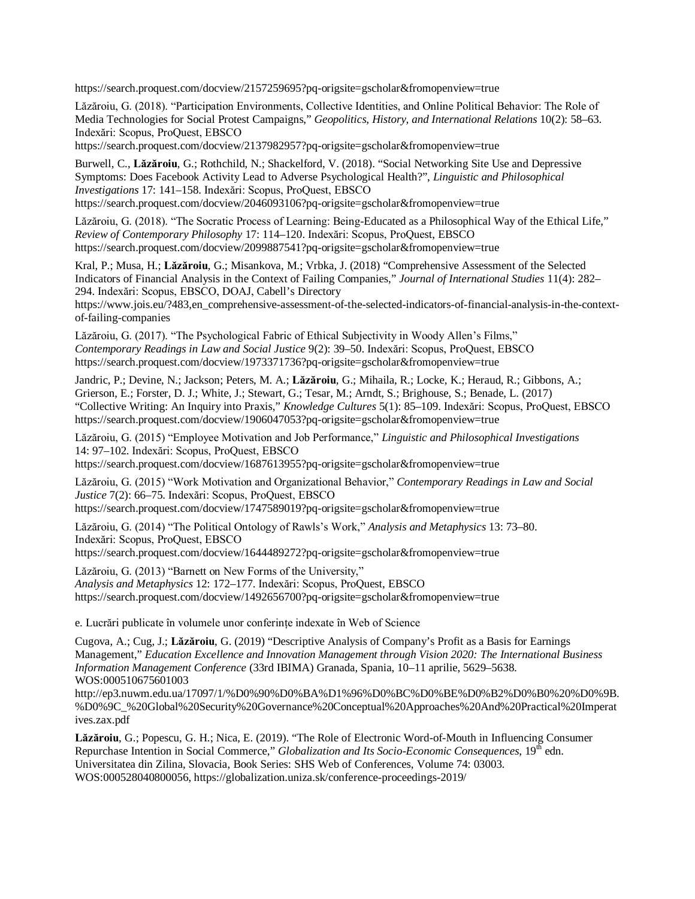https://search.proquest.com/docview/2157259695?pq-origsite=gscholar&fromopenview=true

Lăzăroiu, G. (2018). "Participation Environments, Collective Identities, and Online Political Behavior: The Role of Media Technologies for Social Protest Campaigns," *Geopolitics, History, and International Relations* 10(2): 58–63. Indexări: Scopus, ProQuest, EBSCO
https://search.proquest.com/docview/2137982957?pq-origsite=gscholar&fromopenview=true

Burwell, C., **Lăzăroiu**, G.; Rothchild, N.; Shackelford, V. (2018). "Social Networking Site Use and Depressive Symptoms: Does Facebook Activity Lead to Adverse Psychological Health?", *Linguistic and Philosophical Investigations* 17: 141–158. Indexări: Scopus, ProQuest, EBSCO
https://search.proquest.com/docview/2046093106?pq-origsite=gscholar&fromopenview=true

Lăzăroiu, G. (2018). "The Socratic Process of Learning: Being-Educated as a Philosophical Way of the Ethical Life," *Review of Contemporary Philosophy* 17: 114–120. Indexări: Scopus, ProQuest, EBSCO
https://search.proquest.com/docview/2099887541?pq-origsite=gscholar&fromopenview=true

Kral, P.; Musa, H.; **Lăzăroiu**, G.; Misankova, M.; Vrbka, J. (2018) "Comprehensive Assessment of the Selected Indicators of Financial Analysis in the Context of Failing Companies," *Journal of International Studies* 11(4): 282–294. Indexări: Scopus, EBSCO, DOAJ, Cabell's Directory
https://www.jois.eu/?483,en_comprehensive-assessment-of-the-selected-indicators-of-financial-analysis-in-the-context-of-failing-companies

Lăzăroiu, G. (2017). "The Psychological Fabric of Ethical Subjectivity in Woody Allen's Films," *Contemporary Readings in Law and Social Justice* 9(2): 39–50. Indexări: Scopus, ProQuest, EBSCO
https://search.proquest.com/docview/1973371736?pq-origsite=gscholar&fromopenview=true

Jandric, P.; Devine, N.; Jackson; Peters, M. A.; **Lăzăroiu**, G.; Mihaila, R.; Locke, K.; Heraud, R.; Gibbons, A.; Grierson, E.; Forster, D. J.; White, J.; Stewart, G.; Tesar, M.; Arndt, S.; Brighouse, S.; Benade, L. (2017) "Collective Writing: An Inquiry into Praxis," *Knowledge Cultures* 5(1): 85–109. Indexări: Scopus, ProQuest, EBSCO
https://search.proquest.com/docview/1906047053?pq-origsite=gscholar&fromopenview=true

Lăzăroiu, G. (2015) "Employee Motivation and Job Performance," *Linguistic and Philosophical Investigations* 14: 97–102. Indexări: Scopus, ProQuest, EBSCO
https://search.proquest.com/docview/1687613955?pq-origsite=gscholar&fromopenview=true

Lăzăroiu, G. (2015) "Work Motivation and Organizational Behavior," *Contemporary Readings in Law and Social Justice* 7(2): 66–75. Indexări: Scopus, ProQuest, EBSCO
https://search.proquest.com/docview/1747589019?pq-origsite=gscholar&fromopenview=true

Lăzăroiu, G. (2014) "The Political Ontology of Rawls's Work," *Analysis and Metaphysics* 13: 73–80. Indexări: Scopus, ProQuest, EBSCO
https://search.proquest.com/docview/1644489272?pq-origsite=gscholar&fromopenview=true

Lăzăroiu, G. (2013) "Barnett on New Forms of the University," *Analysis and Metaphysics* 12: 172–177. Indexări: Scopus, ProQuest, EBSCO
https://search.proquest.com/docview/1492656700?pq-origsite=gscholar&fromopenview=true

e. Lucrări publicate în volumele unor conferințe indexate în Web of Science

Cugova, A.; Cug, J.; **Lăzăroiu**, G. (2019) "Descriptive Analysis of Company's Profit as a Basis for Earnings Management," *Education Excellence and Innovation Management through Vision 2020: The International Business Information Management Conference* (33rd IBIMA) Granada, Spania, 10–11 aprilie, 5629–5638. WOS:000510675601003
http://ep3.nuwm.edu.ua/17097/1/%D0%90%D0%BA%D1%96%D0%BC%D0%BE%D0%B2%D0%B0%20%D0%9B.%D0%9C_%20Global%20Security%20Governance%20Conceptual%20Approaches%20And%20Practical%20Imperatives.zax.pdf

**Lăzăroiu**, G.; Popescu, G. H.; Nica, E. (2019). "The Role of Electronic Word-of-Mouth in Influencing Consumer Repurchase Intention in Social Commerce," *Globalization and Its Socio-Economic Consequences*, 19th edn. Universitatea din Zilina, Slovacia, Book Series: SHS Web of Conferences, Volume 74: 03003. WOS:000528040800056, https://globalization.uniza.sk/conference-proceedings-2019/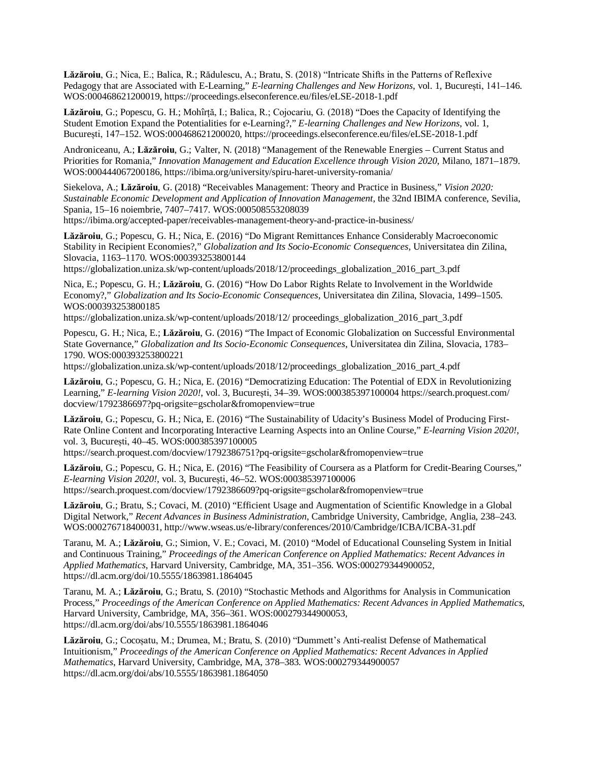**Lăzăroiu**, G.; Nica, E.; Balica, R.; Rădulescu, A.; Bratu, S. (2018) "Intricate Shifts in the Patterns of Reflexive Pedagogy that are Associated with E-Learning," *E-learning Challenges and New Horizons*, vol. 1, București, 141–146. WOS:000468621200019, https://proceedings.elseconference.eu/files/eLSE-2018-1.pdf

**Lăzăroiu**, G.; Popescu, G. H.; Mohîrță, I.; Balica, R.; Cojocariu, G. (2018) "Does the Capacity of Identifying the Student Emotion Expand the Potentialities for e-Learning?," *E-learning Challenges and New Horizons*, vol. 1, București, 147–152. WOS:000468621200020, https://proceedings.elseconference.eu/files/eLSE-2018-1.pdf

Androniceanu, A.; **Lăzăroiu**, G.; Valter, N. (2018) "Management of the Renewable Energies – Current Status and Priorities for Romania," *Innovation Management and Education Excellence through Vision 2020*, Milano, 1871–1879. WOS:000444067200186, https://ibima.org/university/spiru-haret-university-romania/

Siekelova, A.; **Lăzăroiu**, G. (2018) "Receivables Management: Theory and Practice in Business," *Vision 2020: Sustainable Economic Development and Application of Innovation Management*, the 32nd IBIMA conference, Sevilia, Spania, 15–16 noiembrie, 7407–7417. WOS:000508553208039 https://ibima.org/accepted-paper/receivables-management-theory-and-practice-in-business/

**Lăzăroiu**, G.; Popescu, G. H.; Nica, E. (2016) "Do Migrant Remittances Enhance Considerably Macroeconomic Stability in Recipient Economies?," *Globalization and Its Socio-Economic Consequences*, Universitatea din Zilina, Slovacia, 1163–1170. WOS:000393253800144 https://globalization.uniza.sk/wp-content/uploads/2018/12/proceedings_globalization_2016_part_3.pdf

Nica, E.; Popescu, G. H.; **Lăzăroiu**, G. (2016) "How Do Labor Rights Relate to Involvement in the Worldwide Economy?," *Globalization and Its Socio-Economic Consequences*, Universitatea din Zilina, Slovacia, 1499–1505. WOS:000393253800185 https://globalization.uniza.sk/wp-content/uploads/2018/12/ proceedings_globalization_2016_part_3.pdf

Popescu, G. H.; Nica, E.; **Lăzăroiu**, G. (2016) "The Impact of Economic Globalization on Successful Environmental State Governance," *Globalization and Its Socio-Economic Consequences*, Universitatea din Zilina, Slovacia, 1783–1790. WOS:000393253800221 https://globalization.uniza.sk/wp-content/uploads/2018/12/proceedings_globalization_2016_part_4.pdf

**Lăzăroiu**, G.; Popescu, G. H.; Nica, E. (2016) "Democratizing Education: The Potential of EDX in Revolutionizing Learning," *E-learning Vision 2020!*, vol. 3, București, 34–39. WOS:000385397100004 https://search.proquest.com/docview/1792386697?pq-origsite=gscholar&fromopenview=true

**Lăzăroiu**, G.; Popescu, G. H.; Nica, E. (2016) "The Sustainability of Udacity's Business Model of Producing First-Rate Online Content and Incorporating Interactive Learning Aspects into an Online Course," *E-learning Vision 2020!*, vol. 3, București, 40–45. WOS:000385397100005 https://search.proquest.com/docview/1792386751?pq-origsite=gscholar&fromopenview=true

**Lăzăroiu**, G.; Popescu, G. H.; Nica, E. (2016) "The Feasibility of Coursera as a Platform for Credit-Bearing Courses," *E-learning Vision 2020!*, vol. 3, București, 46–52. WOS:000385397100006 https://search.proquest.com/docview/1792386609?pq-origsite=gscholar&fromopenview=true

**Lăzăroiu**, G.; Bratu, S.; Covaci, M. (2010) "Efficient Usage and Augmentation of Scientific Knowledge in a Global Digital Network," *Recent Advances in Business Administration*, Cambridge University, Cambridge, Anglia, 238–243. WOS:000276718400031, http://www.wseas.us/e-library/conferences/2010/Cambridge/ICBA/ICBA-31.pdf

Taranu, M. A.; **Lăzăroiu**, G.; Simion, V. E.; Covaci, M. (2010) "Model of Educational Counseling System in Initial and Continuous Training," *Proceedings of the American Conference on Applied Mathematics: Recent Advances in Applied Mathematics*, Harvard University, Cambridge, MA, 351–356. WOS:000279344900052, https://dl.acm.org/doi/10.5555/1863981.1864045

Taranu, M. A.; **Lăzăroiu**, G.; Bratu, S. (2010) "Stochastic Methods and Algorithms for Analysis in Communication Process," *Proceedings of the American Conference on Applied Mathematics: Recent Advances in Applied Mathematics*, Harvard University, Cambridge, MA, 356–361. WOS:000279344900053, https://dl.acm.org/doi/abs/10.5555/1863981.1864046

**Lăzăroiu**, G.; Cocoșatu, M.; Drumea, M.; Bratu, S. (2010) "Dummett's Anti-realist Defense of Mathematical Intuitionism," *Proceedings of the American Conference on Applied Mathematics: Recent Advances in Applied Mathematics*, Harvard University, Cambridge, MA, 378–383. WOS:000279344900057 https://dl.acm.org/doi/abs/10.5555/1863981.1864050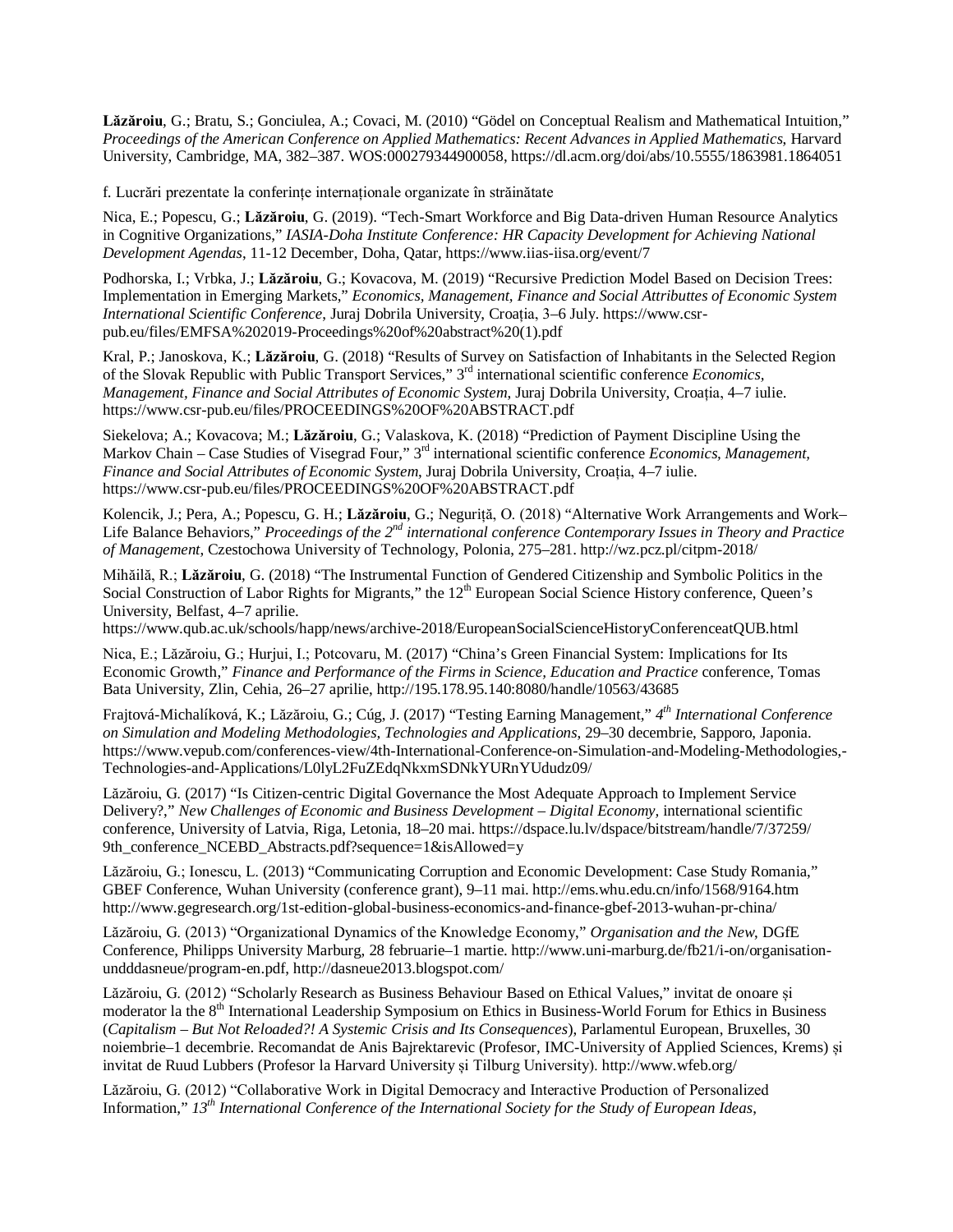**Lăzăroiu**, G.; Bratu, S.; Gonciulea, A.; Covaci, M. (2010) "Gödel on Conceptual Realism and Mathematical Intuition," *Proceedings of the American Conference on Applied Mathematics: Recent Advances in Applied Mathematics*, Harvard University, Cambridge, MA, 382–387. WOS:000279344900058, https://dl.acm.org/doi/abs/10.5555/1863981.1864051

f. Lucrări prezentate la conferințe internaționale organizate în străinătate

Nica, E.; Popescu, G.; **Lăzăroiu**, G. (2019). "Tech-Smart Workforce and Big Data-driven Human Resource Analytics in Cognitive Organizations," *IASIA-Doha Institute Conference: HR Capacity Development for Achieving National Development Agendas*, 11-12 December, Doha, Qatar, https://www.iias-iisa.org/event/7

Podhorska, I.; Vrbka, J.; **Lăzăroiu**, G.; Kovacova, M. (2019) "Recursive Prediction Model Based on Decision Trees: Implementation in Emerging Markets," *Economics, Management, Finance and Social Attributtes of Economic System International Scientific Conference*, Juraj Dobrila University, Croația, 3–6 July. https://www.csr-pub.eu/files/EMFSA%202019-Proceedings%20of%20abstract%20(1).pdf

Kral, P.; Janoskova, K.; **Lăzăroiu**, G. (2018) "Results of Survey on Satisfaction of Inhabitants in the Selected Region of the Slovak Republic with Public Transport Services," 3rd international scientific conference *Economics, Management, Finance and Social Attributes of Economic System*, Juraj Dobrila University, Croația, 4–7 iulie. https://www.csr-pub.eu/files/PROCEEDINGS%20OF%20ABSTRACT.pdf

Siekelova; A.; Kovacova; M.; **Lăzăroiu**, G.; Valaskova, K. (2018) "Prediction of Payment Discipline Using the Markov Chain – Case Studies of Visegrad Four," 3rd international scientific conference *Economics, Management, Finance and Social Attributes of Economic System*, Juraj Dobrila University, Croația, 4–7 iulie. https://www.csr-pub.eu/files/PROCEEDINGS%20OF%20ABSTRACT.pdf

Kolencik, J.; Pera, A.; Popescu, G. H.; **Lăzăroiu**, G.; Neguriță, O. (2018) "Alternative Work Arrangements and Work–Life Balance Behaviors," *Proceedings of the 2nd international conference Contemporary Issues in Theory and Practice of Management*, Czestochowa University of Technology, Polonia, 275–281. http://wz.pcz.pl/citpm-2018/

Mihăilă, R.; **Lăzăroiu**, G. (2018) "The Instrumental Function of Gendered Citizenship and Symbolic Politics in the Social Construction of Labor Rights for Migrants," the 12th European Social Science History conference, Queen's University, Belfast, 4–7 aprilie. https://www.qub.ac.uk/schools/happ/news/archive-2018/EuropeanSocialScienceHistoryConferenceatQUB.html

Nica, E.; Lăzăroiu, G.; Hurjui, I.; Potcovaru, M. (2017) "China's Green Financial System: Implications for Its Economic Growth," *Finance and Performance of the Firms in Science, Education and Practice* conference, Tomas Bata University, Zlin, Cehia, 26–27 aprilie, http://195.178.95.140:8080/handle/10563/43685

Frajtová-Michalíková, K.; Lăzăroiu, G.; Cúg, J. (2017) "Testing Earning Management," *4th International Conference on Simulation and Modeling Methodologies, Technologies and Applications*, 29–30 decembrie, Sapporo, Japonia. https://www.vepub.com/conferences-view/4th-International-Conference-on-Simulation-and-Modeling-Methodologies,-Technologies-and-Applications/L0lyL2FuZEdqNkxmSDNkYURnYUdudz09/

Lăzăroiu, G. (2017) "Is Citizen-centric Digital Governance the Most Adequate Approach to Implement Service Delivery?," *New Challenges of Economic and Business Development – Digital Economy*, international scientific conference, University of Latvia, Riga, Letonia, 18–20 mai. https://dspace.lu.lv/dspace/bitstream/handle/7/37259/9th_conference_NCEBD_Abstracts.pdf?sequence=1&isAllowed=y

Lăzăroiu, G.; Ionescu, L. (2013) "Communicating Corruption and Economic Development: Case Study Romania," GBEF Conference, Wuhan University (conference grant), 9–11 mai. http://ems.whu.edu.cn/info/1568/9164.htm http://www.gegresearch.org/1st-edition-global-business-economics-and-finance-gbef-2013-wuhan-pr-china/

Lăzăroiu, G. (2013) "Organizational Dynamics of the Knowledge Economy," *Organisation and the New*, DGfE Conference, Philipps University Marburg, 28 februarie–1 martie. http://www.uni-marburg.de/fb21/i-on/organisation-unddasneue/program-en.pdf, http://dasneue2013.blogspot.com/

Lăzăroiu, G. (2012) "Scholarly Research as Business Behaviour Based on Ethical Values," invitat de onoare și moderator la the 8th International Leadership Symposium on Ethics in Business-World Forum for Ethics in Business (*Capitalism – But Not Reloaded?! A Systemic Crisis and Its Consequences*), Parlamentul European, Bruxelles, 30 noiembrie–1 decembrie. Recomandat de Anis Bajrektarevic (Profesor, IMC-University of Applied Sciences, Krems) și invitat de Ruud Lubbers (Profesor la Harvard University și Tilburg University). http://www.wfeb.org/

Lăzăroiu, G. (2012) "Collaborative Work in Digital Democracy and Interactive Production of Personalized Information," *13th International Conference of the International Society for the Study of European Ideas*,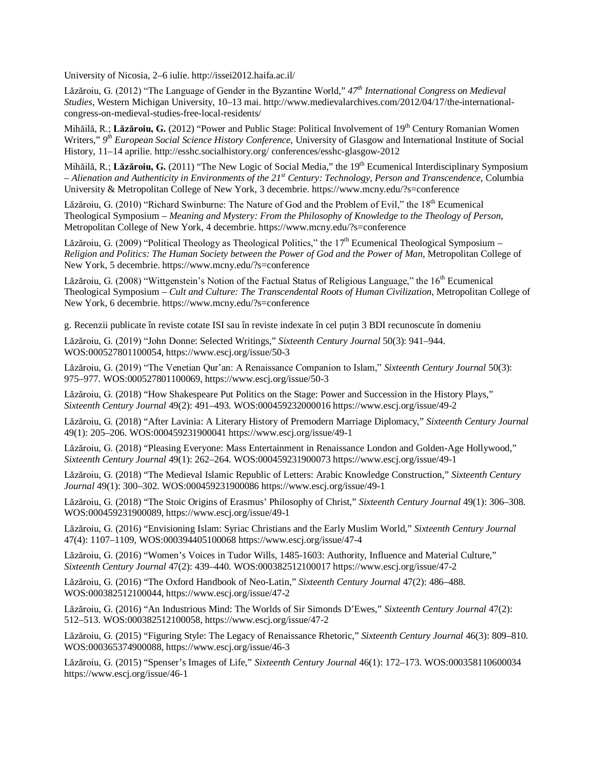University of Nicosia, 2–6 iulie. http://issei2012.haifa.ac.il/

Lăzăroiu, G. (2012) "The Language of Gender in the Byzantine World," *47th International Congress on Medieval Studies*, Western Michigan University, 10–13 mai. http://www.medievalarchives.com/2012/04/17/the-international-congress-on-medieval-studies-free-local-residents/

Mihăilă, R.; **Lăzăroiu, G.** (2012) "Power and Public Stage: Political Involvement of 19th Century Romanian Women Writers," *9th European Social Science History Conference*, University of Glasgow and International Institute of Social History, 11–14 aprilie. http://esshc.socialhistory.org/ conferences/esshc-glasgow-2012

Mihăilă, R.; **Lăzăroiu, G.** (2011) "The New Logic of Social Media," the 19th Ecumenical Interdisciplinary Symposium – *Alienation and Authenticity in Environments of the 21st Century: Technology, Person and Transcendence*, Columbia University & Metropolitan College of New York, 3 decembrie. https://www.mcny.edu/?s=conference

Lăzăroiu, G. (2010) "Richard Swinburne: The Nature of God and the Problem of Evil," the 18th Ecumenical Theological Symposium – *Meaning and Mystery: From the Philosophy of Knowledge to the Theology of Person*, Metropolitan College of New York, 4 decembrie. https://www.mcny.edu/?s=conference

Lăzăroiu, G. (2009) "Political Theology as Theological Politics," the 17th Ecumenical Theological Symposium – *Religion and Politics: The Human Society between the Power of God and the Power of Man*, Metropolitan College of New York, 5 decembrie. https://www.mcny.edu/?s=conference

Lăzăroiu, G. (2008) "Wittgenstein's Notion of the Factual Status of Religious Language," the 16th Ecumenical Theological Symposium – *Cult and Culture: The Transcendental Roots of Human Civilization*, Metropolitan College of New York, 6 decembrie. https://www.mcny.edu/?s=conference

g. Recenzii publicate în reviste cotate ISI sau în reviste indexate în cel puțin 3 BDI recunoscute în domeniu

Lăzăroiu, G. (2019) "John Donne: Selected Writings," *Sixteenth Century Journal* 50(3): 941–944. WOS:000527801100054, https://www.escj.org/issue/50-3

Lăzăroiu, G. (2019) "The Venetian Qur'an: A Renaissance Companion to Islam," *Sixteenth Century Journal* 50(3): 975–977. WOS:000527801100069, https://www.escj.org/issue/50-3

Lăzăroiu, G. (2018) "How Shakespeare Put Politics on the Stage: Power and Succession in the History Plays," *Sixteenth Century Journal* 49(2): 491–493. WOS:000459232000016 https://www.escj.org/issue/49-2

Lăzăroiu, G. (2018) "After Lavinia: A Literary History of Premodern Marriage Diplomacy," *Sixteenth Century Journal* 49(1): 205–206. WOS:000459231900041 https://www.escj.org/issue/49-1

Lăzăroiu, G. (2018) "Pleasing Everyone: Mass Entertainment in Renaissance London and Golden-Age Hollywood," *Sixteenth Century Journal* 49(1): 262–264. WOS:000459231900073 https://www.escj.org/issue/49-1

Lăzăroiu, G. (2018) "The Medieval Islamic Republic of Letters: Arabic Knowledge Construction," *Sixteenth Century Journal* 49(1): 300–302. WOS:000459231900086 https://www.escj.org/issue/49-1

Lăzăroiu, G. (2018) "The Stoic Origins of Erasmus' Philosophy of Christ," *Sixteenth Century Journal* 49(1): 306–308. WOS:000459231900089, https://www.escj.org/issue/49-1

Lăzăroiu, G. (2016) "Envisioning Islam: Syriac Christians and the Early Muslim World," *Sixteenth Century Journal* 47(4): 1107–1109, WOS:000394405100068 https://www.escj.org/issue/47-4

Lăzăroiu, G. (2016) "Women's Voices in Tudor Wills, 1485-1603: Authority, Influence and Material Culture," *Sixteenth Century Journal* 47(2): 439–440. WOS:000382512100017 https://www.escj.org/issue/47-2

Lăzăroiu, G. (2016) "The Oxford Handbook of Neo-Latin," *Sixteenth Century Journal* 47(2): 486–488. WOS:000382512100044, https://www.escj.org/issue/47-2

Lăzăroiu, G. (2016) "An Industrious Mind: The Worlds of Sir Simonds D'Ewes," *Sixteenth Century Journal* 47(2): 512–513. WOS:000382512100058, https://www.escj.org/issue/47-2

Lăzăroiu, G. (2015) "Figuring Style: The Legacy of Renaissance Rhetoric," *Sixteenth Century Journal* 46(3): 809–810. WOS:000365374900088, https://www.escj.org/issue/46-3

Lăzăroiu, G. (2015) "Spenser's Images of Life," *Sixteenth Century Journal* 46(1): 172–173. WOS:000358110600034 https://www.escj.org/issue/46-1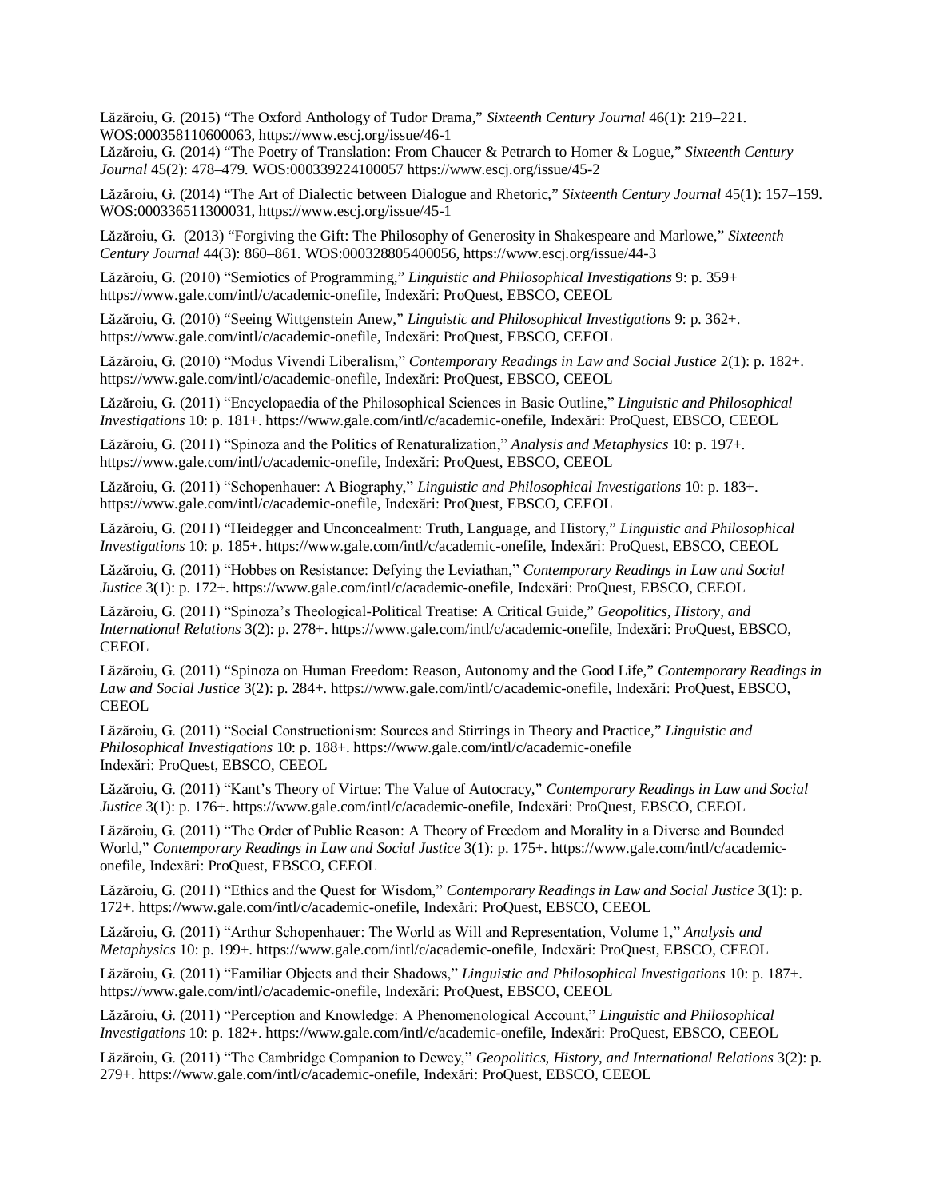Lăzăroiu, G. (2015) "The Oxford Anthology of Tudor Drama," *Sixteenth Century Journal* 46(1): 219–221. WOS:000358110600063, https://www.escj.org/issue/46-1

Lăzăroiu, G. (2014) "The Poetry of Translation: From Chaucer & Petrarch to Homer & Logue," *Sixteenth Century Journal* 45(2): 478–479. WOS:000339224100057 https://www.escj.org/issue/45-2

Lăzăroiu, G. (2014) "The Art of Dialectic between Dialogue and Rhetoric," *Sixteenth Century Journal* 45(1): 157–159. WOS:000336511300031, https://www.escj.org/issue/45-1

Lăzăroiu, G. (2013) "Forgiving the Gift: The Philosophy of Generosity in Shakespeare and Marlowe," *Sixteenth Century Journal* 44(3): 860–861. WOS:000328805400056, https://www.escj.org/issue/44-3

Lăzăroiu, G. (2010) "Semiotics of Programming," *Linguistic and Philosophical Investigations* 9: p. 359+ https://www.gale.com/intl/c/academic-onefile, Indexări: ProQuest, EBSCO, CEEOL

Lăzăroiu, G. (2010) "Seeing Wittgenstein Anew," *Linguistic and Philosophical Investigations* 9: p. 362+. https://www.gale.com/intl/c/academic-onefile, Indexări: ProQuest, EBSCO, CEEOL

Lăzăroiu, G. (2010) "Modus Vivendi Liberalism," *Contemporary Readings in Law and Social Justice* 2(1): p. 182+. https://www.gale.com/intl/c/academic-onefile, Indexări: ProQuest, EBSCO, CEEOL

Lăzăroiu, G. (2011) "Encyclopaedia of the Philosophical Sciences in Basic Outline," *Linguistic and Philosophical Investigations* 10: p. 181+. https://www.gale.com/intl/c/academic-onefile, Indexări: ProQuest, EBSCO, CEEOL

Lăzăroiu, G. (2011) "Spinoza and the Politics of Renaturalization," *Analysis and Metaphysics* 10: p. 197+. https://www.gale.com/intl/c/academic-onefile, Indexări: ProQuest, EBSCO, CEEOL

Lăzăroiu, G. (2011) "Schopenhauer: A Biography," *Linguistic and Philosophical Investigations* 10: p. 183+. https://www.gale.com/intl/c/academic-onefile, Indexări: ProQuest, EBSCO, CEEOL

Lăzăroiu, G. (2011) "Heidegger and Unconcealment: Truth, Language, and History," *Linguistic and Philosophical Investigations* 10: p. 185+. https://www.gale.com/intl/c/academic-onefile, Indexări: ProQuest, EBSCO, CEEOL

Lăzăroiu, G. (2011) "Hobbes on Resistance: Defying the Leviathan," *Contemporary Readings in Law and Social Justice* 3(1): p. 172+. https://www.gale.com/intl/c/academic-onefile, Indexări: ProQuest, EBSCO, CEEOL

Lăzăroiu, G. (2011) "Spinoza's Theological-Political Treatise: A Critical Guide," *Geopolitics, History, and International Relations* 3(2): p. 278+. https://www.gale.com/intl/c/academic-onefile, Indexări: ProQuest, EBSCO, CEEOL

Lăzăroiu, G. (2011) "Spinoza on Human Freedom: Reason, Autonomy and the Good Life," *Contemporary Readings in Law and Social Justice* 3(2): p. 284+. https://www.gale.com/intl/c/academic-onefile, Indexări: ProQuest, EBSCO, CEEOL

Lăzăroiu, G. (2011) "Social Constructionism: Sources and Stirrings in Theory and Practice," *Linguistic and Philosophical Investigations* 10: p. 188+. https://www.gale.com/intl/c/academic-onefile Indexări: ProQuest, EBSCO, CEEOL

Lăzăroiu, G. (2011) "Kant's Theory of Virtue: The Value of Autocracy," *Contemporary Readings in Law and Social Justice* 3(1): p. 176+. https://www.gale.com/intl/c/academic-onefile, Indexări: ProQuest, EBSCO, CEEOL

Lăzăroiu, G. (2011) "The Order of Public Reason: A Theory of Freedom and Morality in a Diverse and Bounded World," *Contemporary Readings in Law and Social Justice* 3(1): p. 175+. https://www.gale.com/intl/c/academic-onefile, Indexări: ProQuest, EBSCO, CEEOL

Lăzăroiu, G. (2011) "Ethics and the Quest for Wisdom," *Contemporary Readings in Law and Social Justice* 3(1): p. 172+. https://www.gale.com/intl/c/academic-onefile, Indexări: ProQuest, EBSCO, CEEOL

Lăzăroiu, G. (2011) "Arthur Schopenhauer: The World as Will and Representation, Volume 1," *Analysis and Metaphysics* 10: p. 199+. https://www.gale.com/intl/c/academic-onefile, Indexări: ProQuest, EBSCO, CEEOL

Lăzăroiu, G. (2011) "Familiar Objects and their Shadows," *Linguistic and Philosophical Investigations* 10: p. 187+. https://www.gale.com/intl/c/academic-onefile, Indexări: ProQuest, EBSCO, CEEOL

Lăzăroiu, G. (2011) "Perception and Knowledge: A Phenomenological Account," *Linguistic and Philosophical Investigations* 10: p. 182+. https://www.gale.com/intl/c/academic-onefile, Indexări: ProQuest, EBSCO, CEEOL

Lăzăroiu, G. (2011) "The Cambridge Companion to Dewey," *Geopolitics, History, and International Relations* 3(2): p. 279+. https://www.gale.com/intl/c/academic-onefile, Indexări: ProQuest, EBSCO, CEEOL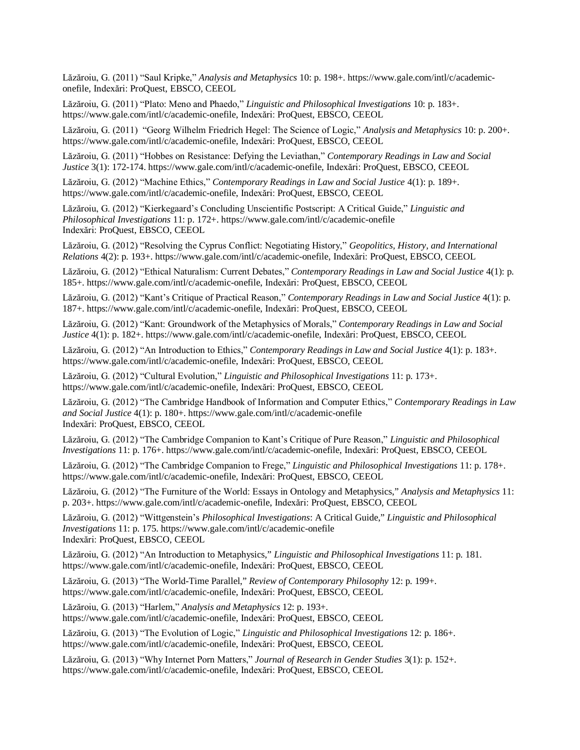Lăzăroiu, G. (2011) "Saul Kripke," *Analysis and Metaphysics* 10: p. 198+. https://www.gale.com/intl/c/academic-onefile, Indexări: ProQuest, EBSCO, CEEOL

Lăzăroiu, G. (2011) "Plato: Meno and Phaedo," *Linguistic and Philosophical Investigations* 10: p. 183+. https://www.gale.com/intl/c/academic-onefile, Indexări: ProQuest, EBSCO, CEEOL

Lăzăroiu, G. (2011) "Georg Wilhelm Friedrich Hegel: The Science of Logic," *Analysis and Metaphysics* 10: p. 200+. https://www.gale.com/intl/c/academic-onefile, Indexări: ProQuest, EBSCO, CEEOL

Lăzăroiu, G. (2011) "Hobbes on Resistance: Defying the Leviathan," *Contemporary Readings in Law and Social Justice* 3(1): 172-174. https://www.gale.com/intl/c/academic-onefile, Indexări: ProQuest, EBSCO, CEEOL

Lăzăroiu, G. (2012) "Machine Ethics," *Contemporary Readings in Law and Social Justice* 4(1): p. 189+. https://www.gale.com/intl/c/academic-onefile, Indexări: ProQuest, EBSCO, CEEOL

Lăzăroiu, G. (2012) "Kierkegaard's Concluding Unscientific Postscript: A Critical Guide," *Linguistic and Philosophical Investigations* 11: p. 172+. https://www.gale.com/intl/c/academic-onefile
Indexări: ProQuest, EBSCO, CEEOL

Lăzăroiu, G. (2012) "Resolving the Cyprus Conflict: Negotiating History," *Geopolitics, History, and International Relations* 4(2): p. 193+. https://www.gale.com/intl/c/academic-onefile, Indexări: ProQuest, EBSCO, CEEOL

Lăzăroiu, G. (2012) "Ethical Naturalism: Current Debates," *Contemporary Readings in Law and Social Justice* 4(1): p. 185+. https://www.gale.com/intl/c/academic-onefile, Indexări: ProQuest, EBSCO, CEEOL

Lăzăroiu, G. (2012) "Kant's Critique of Practical Reason," *Contemporary Readings in Law and Social Justice* 4(1): p. 187+. https://www.gale.com/intl/c/academic-onefile, Indexări: ProQuest, EBSCO, CEEOL

Lăzăroiu, G. (2012) "Kant: Groundwork of the Metaphysics of Morals," *Contemporary Readings in Law and Social Justice* 4(1): p. 182+. https://www.gale.com/intl/c/academic-onefile, Indexări: ProQuest, EBSCO, CEEOL

Lăzăroiu, G. (2012) "An Introduction to Ethics," *Contemporary Readings in Law and Social Justice* 4(1): p. 183+. https://www.gale.com/intl/c/academic-onefile, Indexări: ProQuest, EBSCO, CEEOL

Lăzăroiu, G. (2012) "Cultural Evolution," *Linguistic and Philosophical Investigations* 11: p. 173+. https://www.gale.com/intl/c/academic-onefile, Indexări: ProQuest, EBSCO, CEEOL

Lăzăroiu, G. (2012) "The Cambridge Handbook of Information and Computer Ethics," *Contemporary Readings in Law and Social Justice* 4(1): p. 180+. https://www.gale.com/intl/c/academic-onefile
Indexări: ProQuest, EBSCO, CEEOL

Lăzăroiu, G. (2012) "The Cambridge Companion to Kant's Critique of Pure Reason," *Linguistic and Philosophical Investigations* 11: p. 176+. https://www.gale.com/intl/c/academic-onefile, Indexări: ProQuest, EBSCO, CEEOL

Lăzăroiu, G. (2012) "The Cambridge Companion to Frege," *Linguistic and Philosophical Investigations* 11: p. 178+. https://www.gale.com/intl/c/academic-onefile, Indexări: ProQuest, EBSCO, CEEOL

Lăzăroiu, G. (2012) "The Furniture of the World: Essays in Ontology and Metaphysics," *Analysis and Metaphysics* 11: p. 203+. https://www.gale.com/intl/c/academic-onefile, Indexări: ProQuest, EBSCO, CEEOL

Lăzăroiu, G. (2012) "Wittgenstein's *Philosophical Investigations*: A Critical Guide," *Linguistic and Philosophical Investigations* 11: p. 175. https://www.gale.com/intl/c/academic-onefile
Indexări: ProQuest, EBSCO, CEEOL

Lăzăroiu, G. (2012) "An Introduction to Metaphysics," *Linguistic and Philosophical Investigations* 11: p. 181. https://www.gale.com/intl/c/academic-onefile, Indexări: ProQuest, EBSCO, CEEOL

Lăzăroiu, G. (2013) "The World-Time Parallel," *Review of Contemporary Philosophy* 12: p. 199+. https://www.gale.com/intl/c/academic-onefile, Indexări: ProQuest, EBSCO, CEEOL

Lăzăroiu, G. (2013) "Harlem," *Analysis and Metaphysics* 12: p. 193+. https://www.gale.com/intl/c/academic-onefile, Indexări: ProQuest, EBSCO, CEEOL

Lăzăroiu, G. (2013) "The Evolution of Logic," *Linguistic and Philosophical Investigations* 12: p. 186+. https://www.gale.com/intl/c/academic-onefile, Indexări: ProQuest, EBSCO, CEEOL

Lăzăroiu, G. (2013) "Why Internet Porn Matters," *Journal of Research in Gender Studies* 3(1): p. 152+. https://www.gale.com/intl/c/academic-onefile, Indexări: ProQuest, EBSCO, CEEOL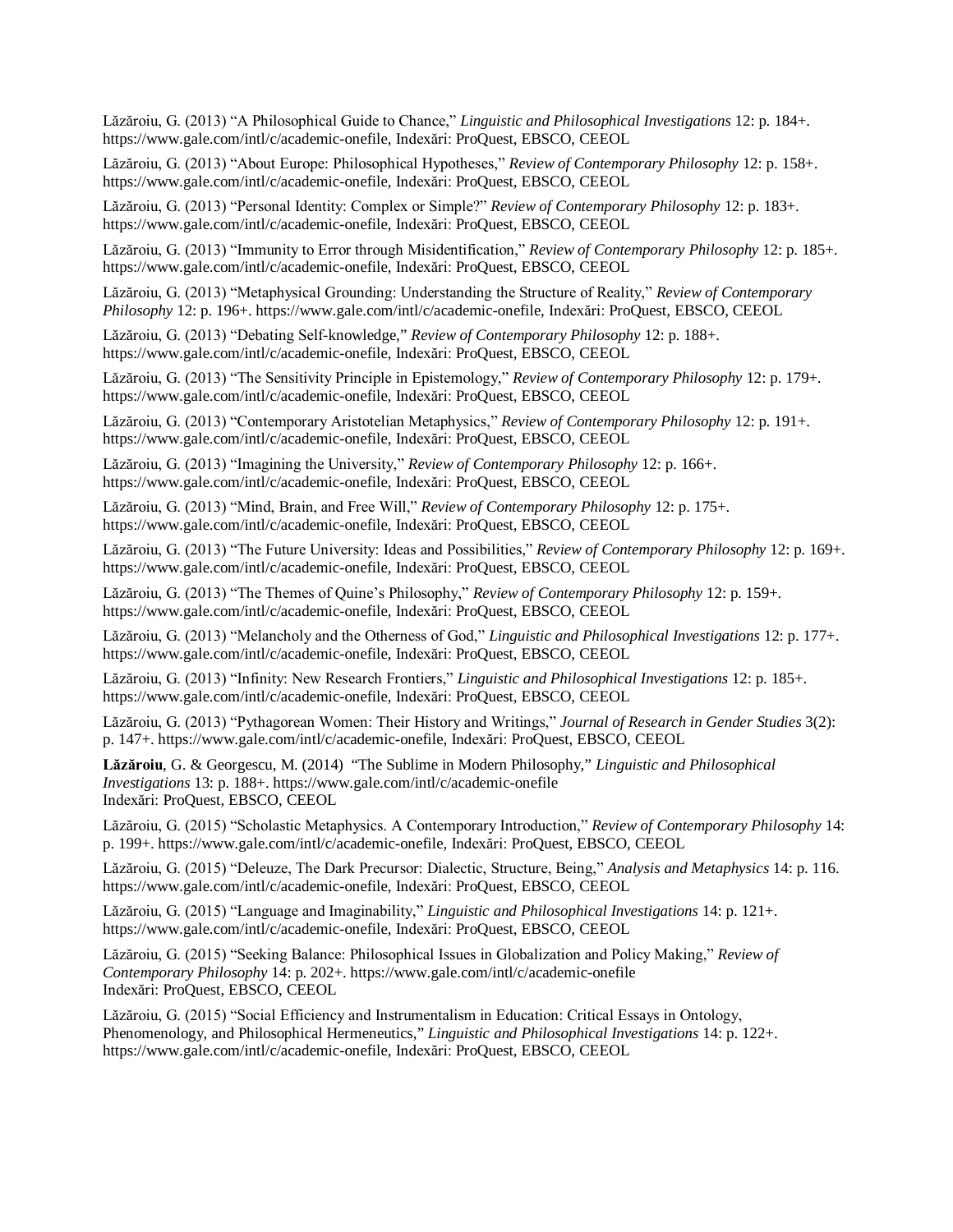Lăzăroiu, G. (2013) "A Philosophical Guide to Chance," *Linguistic and Philosophical Investigations* 12: p. 184+. https://www.gale.com/intl/c/academic-onefile, Indexări: ProQuest, EBSCO, CEEOL

Lăzăroiu, G. (2013) "About Europe: Philosophical Hypotheses," *Review of Contemporary Philosophy* 12: p. 158+. https://www.gale.com/intl/c/academic-onefile, Indexări: ProQuest, EBSCO, CEEOL

Lăzăroiu, G. (2013) "Personal Identity: Complex or Simple?" *Review of Contemporary Philosophy* 12: p. 183+. https://www.gale.com/intl/c/academic-onefile, Indexări: ProQuest, EBSCO, CEEOL

Lăzăroiu, G. (2013) "Immunity to Error through Misidentification," *Review of Contemporary Philosophy* 12: p. 185+. https://www.gale.com/intl/c/academic-onefile, Indexări: ProQuest, EBSCO, CEEOL

Lăzăroiu, G. (2013) "Metaphysical Grounding: Understanding the Structure of Reality," *Review of Contemporary Philosophy* 12: p. 196+. https://www.gale.com/intl/c/academic-onefile, Indexări: ProQuest, EBSCO, CEEOL

Lăzăroiu, G. (2013) "Debating Self-knowledge," *Review of Contemporary Philosophy* 12: p. 188+. https://www.gale.com/intl/c/academic-onefile, Indexări: ProQuest, EBSCO, CEEOL

Lăzăroiu, G. (2013) "The Sensitivity Principle in Epistemology," *Review of Contemporary Philosophy* 12: p. 179+. https://www.gale.com/intl/c/academic-onefile, Indexări: ProQuest, EBSCO, CEEOL

Lăzăroiu, G. (2013) "Contemporary Aristotelian Metaphysics," *Review of Contemporary Philosophy* 12: p. 191+. https://www.gale.com/intl/c/academic-onefile, Indexări: ProQuest, EBSCO, CEEOL

Lăzăroiu, G. (2013) "Imagining the University," *Review of Contemporary Philosophy* 12: p. 166+. https://www.gale.com/intl/c/academic-onefile, Indexări: ProQuest, EBSCO, CEEOL

Lăzăroiu, G. (2013) "Mind, Brain, and Free Will," *Review of Contemporary Philosophy* 12: p. 175+. https://www.gale.com/intl/c/academic-onefile, Indexări: ProQuest, EBSCO, CEEOL

Lăzăroiu, G. (2013) "The Future University: Ideas and Possibilities," *Review of Contemporary Philosophy* 12: p. 169+. https://www.gale.com/intl/c/academic-onefile, Indexări: ProQuest, EBSCO, CEEOL

Lăzăroiu, G. (2013) "The Themes of Quine's Philosophy," *Review of Contemporary Philosophy* 12: p. 159+. https://www.gale.com/intl/c/academic-onefile, Indexări: ProQuest, EBSCO, CEEOL

Lăzăroiu, G. (2013) "Melancholy and the Otherness of God," *Linguistic and Philosophical Investigations* 12: p. 177+. https://www.gale.com/intl/c/academic-onefile, Indexări: ProQuest, EBSCO, CEEOL

Lăzăroiu, G. (2013) "Infinity: New Research Frontiers," *Linguistic and Philosophical Investigations* 12: p. 185+. https://www.gale.com/intl/c/academic-onefile, Indexări: ProQuest, EBSCO, CEEOL

Lăzăroiu, G. (2013) "Pythagorean Women: Their History and Writings," *Journal of Research in Gender Studies* 3(2): p. 147+. https://www.gale.com/intl/c/academic-onefile, Indexări: ProQuest, EBSCO, CEEOL

**Lăzăroiu**, G. & Georgescu, M. (2014) "The Sublime in Modern Philosophy," *Linguistic and Philosophical Investigations* 13: p. 188+. https://www.gale.com/intl/c/academic-onefile Indexări: ProQuest, EBSCO, CEEOL

Lăzăroiu, G. (2015) "Scholastic Metaphysics. A Contemporary Introduction," *Review of Contemporary Philosophy* 14: p. 199+. https://www.gale.com/intl/c/academic-onefile, Indexări: ProQuest, EBSCO, CEEOL

Lăzăroiu, G. (2015) "Deleuze, The Dark Precursor: Dialectic, Structure, Being," *Analysis and Metaphysics* 14: p. 116. https://www.gale.com/intl/c/academic-onefile, Indexări: ProQuest, EBSCO, CEEOL

Lăzăroiu, G. (2015) "Language and Imaginability," *Linguistic and Philosophical Investigations* 14: p. 121+. https://www.gale.com/intl/c/academic-onefile, Indexări: ProQuest, EBSCO, CEEOL

Lăzăroiu, G. (2015) "Seeking Balance: Philosophical Issues in Globalization and Policy Making," *Review of Contemporary Philosophy* 14: p. 202+. https://www.gale.com/intl/c/academic-onefile Indexări: ProQuest, EBSCO, CEEOL

Lăzăroiu, G. (2015) "Social Efficiency and Instrumentalism in Education: Critical Essays in Ontology, Phenomenology, and Philosophical Hermeneutics," *Linguistic and Philosophical Investigations* 14: p. 122+. https://www.gale.com/intl/c/academic-onefile, Indexări: ProQuest, EBSCO, CEEOL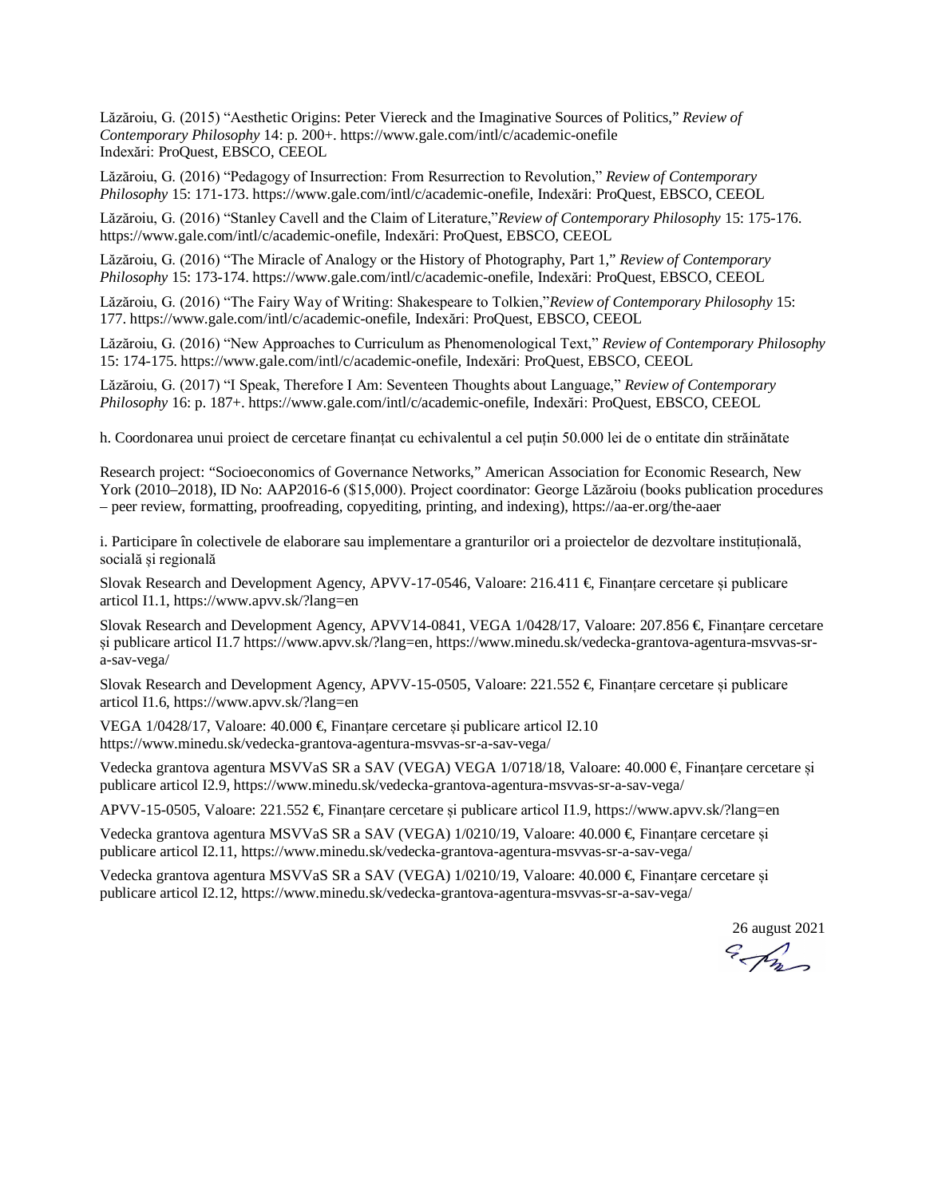Lăzăroiu, G. (2015) “Aesthetic Origins: Peter Viereck and the Imaginative Sources of Politics,” *Review of Contemporary Philosophy* 14: p. 200+. https://www.gale.com/intl/c/academic-onefile
Indexări: ProQuest, EBSCO, CEEOL

Lăzăroiu, G. (2016) “Pedagogy of Insurrection: From Resurrection to Revolution,” *Review of Contemporary Philosophy* 15: 171-173. https://www.gale.com/intl/c/academic-onefile, Indexări: ProQuest, EBSCO, CEEOL

Lăzăroiu, G. (2016) “Stanley Cavell and the Claim of Literature,”*Review of Contemporary Philosophy* 15: 175-176. https://www.gale.com/intl/c/academic-onefile, Indexări: ProQuest, EBSCO, CEEOL

Lăzăroiu, G. (2016) “The Miracle of Analogy or the History of Photography, Part 1,” *Review of Contemporary Philosophy* 15: 173-174. https://www.gale.com/intl/c/academic-onefile, Indexări: ProQuest, EBSCO, CEEOL

Lăzăroiu, G. (2016) “The Fairy Way of Writing: Shakespeare to Tolkien,”*Review of Contemporary Philosophy* 15: 177. https://www.gale.com/intl/c/academic-onefile, Indexări: ProQuest, EBSCO, CEEOL

Lăzăroiu, G. (2016) “New Approaches to Curriculum as Phenomenological Text,” *Review of Contemporary Philosophy* 15: 174-175. https://www.gale.com/intl/c/academic-onefile, Indexări: ProQuest, EBSCO, CEEOL

Lăzăroiu, G. (2017) “I Speak, Therefore I Am: Seventeen Thoughts about Language,” *Review of Contemporary Philosophy* 16: p. 187+. https://www.gale.com/intl/c/academic-onefile, Indexări: ProQuest, EBSCO, CEEOL

h. Coordonarea unui proiect de cercetare finanțat cu echivalentul a cel puțin 50.000 lei de o entitate din străinătate

Research project: “Socioeconomics of Governance Networks,” American Association for Economic Research, New York (2010–2018), ID No: AAP2016-6 ($15,000). Project coordinator: George Lăzăroiu (books publication procedures – peer review, formatting, proofreading, copyediting, printing, and indexing), https://aa-er.org/the-aaer

i. Participare în colectivele de elaborare sau implementare a granturilor ori a proiectelor de dezvoltare instituțională, socială și regională

Slovak Research and Development Agency, APVV-17-0546, Valoare: 216.411 €, Finanțare cercetare și publicare articol I1.1, https://www.apvv.sk/?lang=en

Slovak Research and Development Agency, APVV14-0841, VEGA 1/0428/17, Valoare: 207.856 €, Finanțare cercetare și publicare articol I1.7 https://www.apvv.sk/?lang=en, https://www.minedu.sk/vedecka-grantova-agentura-msvvas-sr-a-sav-vega/

Slovak Research and Development Agency, APVV-15-0505, Valoare: 221.552 €, Finanțare cercetare și publicare articol I1.6, https://www.apvv.sk/?lang=en

VEGA 1/0428/17, Valoare: 40.000 €, Finanțare cercetare și publicare articol I2.10 https://www.minedu.sk/vedecka-grantova-agentura-msvvas-sr-a-sav-vega/

Vedecka grantova agentura MSVVaS SR a SAV (VEGA) VEGA 1/0718/18, Valoare: 40.000 €, Finanțare cercetare și publicare articol I2.9, https://www.minedu.sk/vedecka-grantova-agentura-msvvas-sr-a-sav-vega/

APVV-15-0505, Valoare: 221.552 €, Finanțare cercetare și publicare articol I1.9, https://www.apvv.sk/?lang=en

Vedecka grantova agentura MSVVaS SR a SAV (VEGA) 1/0210/19, Valoare: 40.000 €, Finanțare cercetare și publicare articol I2.11, https://www.minedu.sk/vedecka-grantova-agentura-msvvas-sr-a-sav-vega/

Vedecka grantova agentura MSVVaS SR a SAV (VEGA) 1/0210/19, Valoare: 40.000 €, Finanțare cercetare și publicare articol I2.12, https://www.minedu.sk/vedecka-grantova-agentura-msvvas-sr-a-sav-vega/

26 august 2021